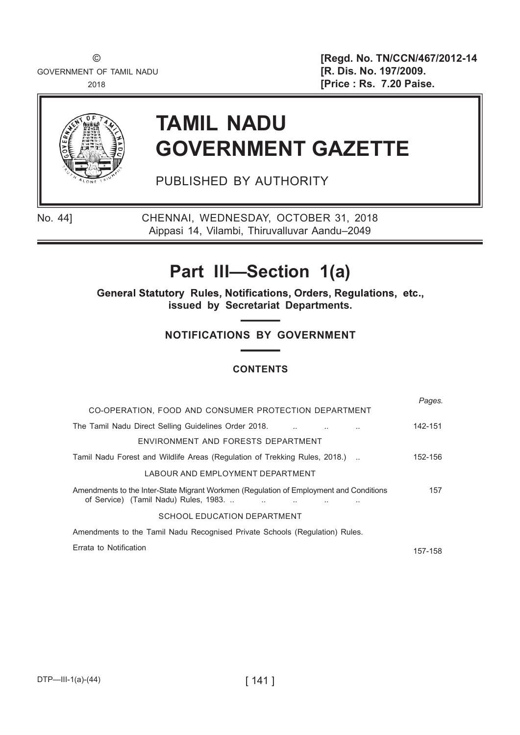©
GOVERNMENT OF TAMIL NADU
2018

[Regd. No. TN/CCN/467/2012-14
[R. Dis. No. 197/2009.
[Price : Rs. 7.20 Paise.

# TAMIL NADU GOVERNMENT GAZETTE

PUBLISHED BY AUTHORITY

No. 44] CHENNAI, WEDNESDAY, OCTOBER 31, 2018
Aippasi 14, Vilambi, Thiruvalluvar Aandu–2049

## Part III—Section 1(a)

**General Statutory Rules, Notifications, Orders, Regulations, etc., issued by Secretariat Departments.**

### NOTIFICATIONS BY GOVERNMENT

### CONTENTS

| | *Pages.* |
|---|---|
| CO-OPERATION, FOOD AND CONSUMER PROTECTION DEPARTMENT | |
| The Tamil Nadu Direct Selling Guidelines Order 2018. .. .. .. | 142-151 |
| ENVIRONMENT AND FORESTS DEPARTMENT | |
| Tamil Nadu Forest and Wildlife Areas (Regulation of Trekking Rules, 2018.) .. | 152-156 |
| LABOUR AND EMPLOYMENT DEPARTMENT | |
| Amendments to the Inter-State Migrant Workmen (Regulation of Employment and Conditions of Service) (Tamil Nadu) Rules, 1983. .. .. .. .. .. | 157 |
| SCHOOL EDUCATION DEPARTMENT | |
| Amendments to the Tamil Nadu Recognised Private Schools (Regulation) Rules. Errata to Notification | 157-158 |

DTP—III-1(a)-(44)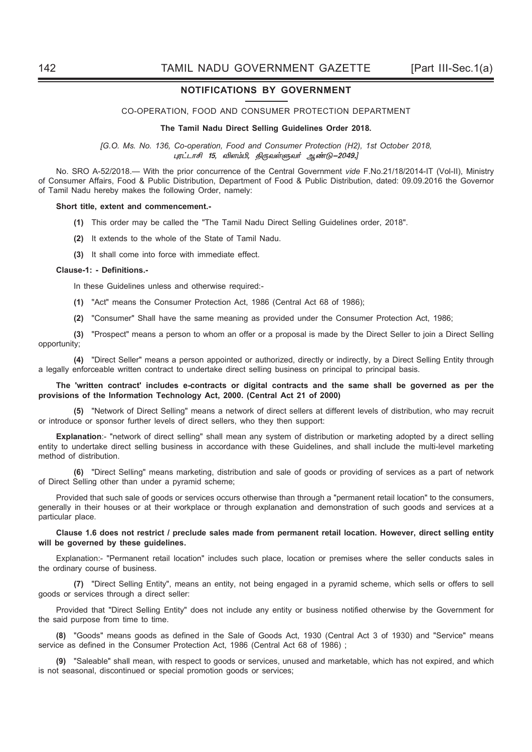## NOTIFICATIONS BY GOVERNMENT

CO-OPERATION, FOOD AND CONSUMER PROTECTION DEPARTMENT

**The Tamil Nadu Direct Selling Guidelines Order 2018.**

*[G.O. Ms. No. 136, Co-operation, Food and Consumer Protection (H2), 1st October 2018, புரட்டாசி 15, விளம்பி, திருவள்ளுவர் ஆண்டு–2049.]*

No. SRO A-52/2018.— With the prior concurrence of the Central Government *vide* F.No.21/18/2014-IT (Vol-II), Ministry of Consumer Affairs, Food & Public Distribution, Department of Food & Public Distribution, dated: 09.09.2016 the Governor of Tamil Nadu hereby makes the following Order, namely:

**Short title, extent and commencement.-**

**(1)** This order may be called the "The Tamil Nadu Direct Selling Guidelines order, 2018".

**(2)** It extends to the whole of the State of Tamil Nadu.

**(3)** It shall come into force with immediate effect.

**Clause-1: - Definitions.-**

In these Guidelines unless and otherwise required:-

**(1)** "Act" means the Consumer Protection Act, 1986 (Central Act 68 of 1986);

**(2)** "Consumer" Shall have the same meaning as provided under the Consumer Protection Act, 1986;

**(3)** "Prospect" means a person to whom an offer or a proposal is made by the Direct Seller to join a Direct Selling opportunity;

**(4)** "Direct Seller" means a person appointed or authorized, directly or indirectly, by a Direct Selling Entity through a legally enforceable written contract to undertake direct selling business on principal to principal basis.

**The 'written contract' includes e-contracts or digital contracts and the same shall be governed as per the provisions of the Information Technology Act, 2000. (Central Act 21 of 2000)**

**(5)** "Network of Direct Selling" means a network of direct sellers at different levels of distribution, who may recruit or introduce or sponsor further levels of direct sellers, who they then support:

**Explanation**:- "network of direct selling" shall mean any system of distribution or marketing adopted by a direct selling entity to undertake direct selling business in accordance with these Guidelines, and shall include the multi-level marketing method of distribution.

**(6)** "Direct Selling" means marketing, distribution and sale of goods or providing of services as a part of network of Direct Selling other than under a pyramid scheme;

Provided that such sale of goods or services occurs otherwise than through a "permanent retail location" to the consumers, generally in their houses or at their workplace or through explanation and demonstration of such goods and services at a particular place.

**Clause 1.6 does not restrict / preclude sales made from permanent retail location. However, direct selling entity will be governed by these guidelines.**

Explanation:- "Permanent retail location" includes such place, location or premises where the seller conducts sales in the ordinary course of business.

**(7)** "Direct Selling Entity", means an entity, not being engaged in a pyramid scheme, which sells or offers to sell goods or services through a direct seller:

Provided that "Direct Selling Entity" does not include any entity or business notified otherwise by the Government for the said purpose from time to time.

**(8)** "Goods" means goods as defined in the Sale of Goods Act, 1930 (Central Act 3 of 1930) and "Service" means service as defined in the Consumer Protection Act, 1986 (Central Act 68 of 1986) ;

**(9)** "Saleable" shall mean, with respect to goods or services, unused and marketable, which has not expired, and which is not seasonal, discontinued or special promotion goods or services;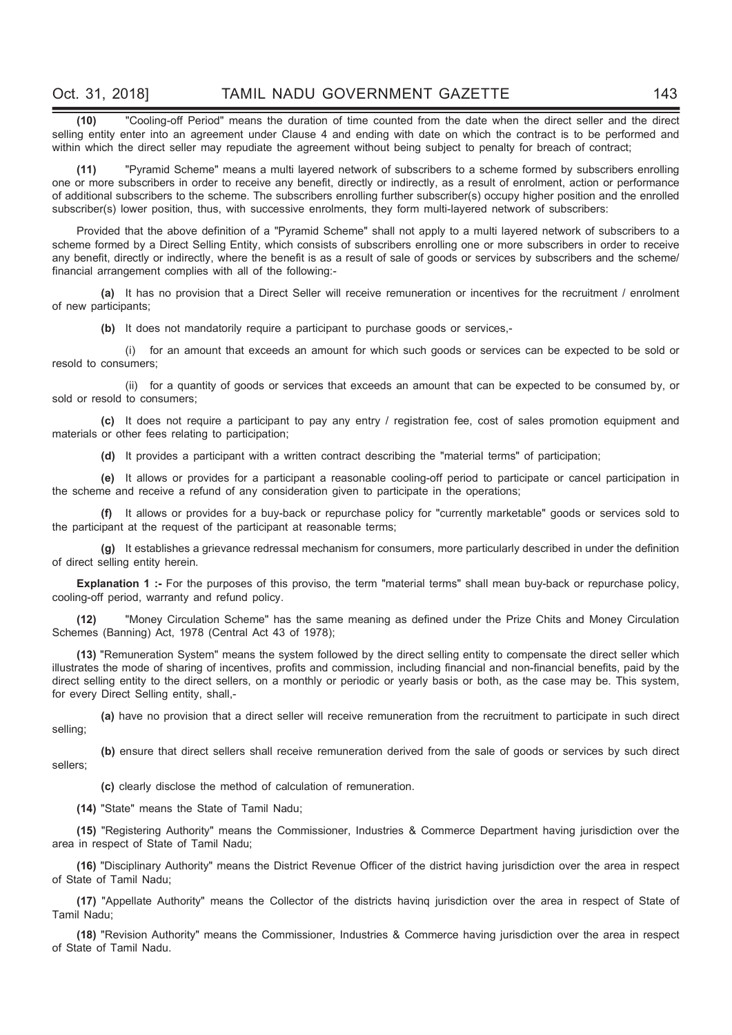**(10)** "Cooling-off Period" means the duration of time counted from the date when the direct seller and the direct selling entity enter into an agreement under Clause 4 and ending with date on which the contract is to be performed and within which the direct seller may repudiate the agreement without being subject to penalty for breach of contract;

**(11)** "Pyramid Scheme" means a multi layered network of subscribers to a scheme formed by subscribers enrolling one or more subscribers in order to receive any benefit, directly or indirectly, as a result of enrolment, action or performance of additional subscribers to the scheme. The subscribers enrolling further subscriber(s) occupy higher position and the enrolled subscriber(s) lower position, thus, with successive enrolments, they form multi-layered network of subscribers:

Provided that the above definition of a "Pyramid Scheme" shall not apply to a multi layered network of subscribers to a scheme formed by a Direct Selling Entity, which consists of subscribers enrolling one or more subscribers in order to receive any benefit, directly or indirectly, where the benefit is as a result of sale of goods or services by subscribers and the scheme/ financial arrangement complies with all of the following:-

**(a)** It has no provision that a Direct Seller will receive remuneration or incentives for the recruitment / enrolment of new participants;

**(b)** It does not mandatorily require a participant to purchase goods or services,-

(i) for an amount that exceeds an amount for which such goods or services can be expected to be sold or resold to consumers;

(ii) for a quantity of goods or services that exceeds an amount that can be expected to be consumed by, or sold or resold to consumers;

**(c)** It does not require a participant to pay any entry / registration fee, cost of sales promotion equipment and materials or other fees relating to participation;

**(d)** It provides a participant with a written contract describing the "material terms" of participation;

**(e)** It allows or provides for a participant a reasonable cooling-off period to participate or cancel participation in the scheme and receive a refund of any consideration given to participate in the operations;

**(f)** It allows or provides for a buy-back or repurchase policy for "currently marketable" goods or services sold to the participant at the request of the participant at reasonable terms;

**(g)** It establishes a grievance redressal mechanism for consumers, more particularly described in under the definition of direct selling entity herein.

**Explanation 1 :-** For the purposes of this proviso, the term "material terms" shall mean buy-back or repurchase policy, cooling-off period, warranty and refund policy.

**(12)** "Money Circulation Scheme" has the same meaning as defined under the Prize Chits and Money Circulation Schemes (Banning) Act, 1978 (Central Act 43 of 1978);

**(13)** "Remuneration System" means the system followed by the direct selling entity to compensate the direct seller which illustrates the mode of sharing of incentives, profits and commission, including financial and non-financial benefits, paid by the direct selling entity to the direct sellers, on a monthly or periodic or yearly basis or both, as the case may be. This system, for every Direct Selling entity, shall,-

**(a)** have no provision that a direct seller will receive remuneration from the recruitment to participate in such direct selling;

**(b)** ensure that direct sellers shall receive remuneration derived from the sale of goods or services by such direct sellers;

**(c)** clearly disclose the method of calculation of remuneration.

**(14)** "State" means the State of Tamil Nadu;

**(15)** "Registering Authority" means the Commissioner, Industries & Commerce Department having jurisdiction over the area in respect of State of Tamil Nadu;

**(16)** "Disciplinary Authority" means the District Revenue Officer of the district having jurisdiction over the area in respect of State of Tamil Nadu;

**(17)** "Appellate Authority" means the Collector of the districts havinq jurisdiction over the area in respect of State of Tamil Nadu;

**(18)** "Revision Authority" means the Commissioner, Industries & Commerce having jurisdiction over the area in respect of State of Tamil Nadu.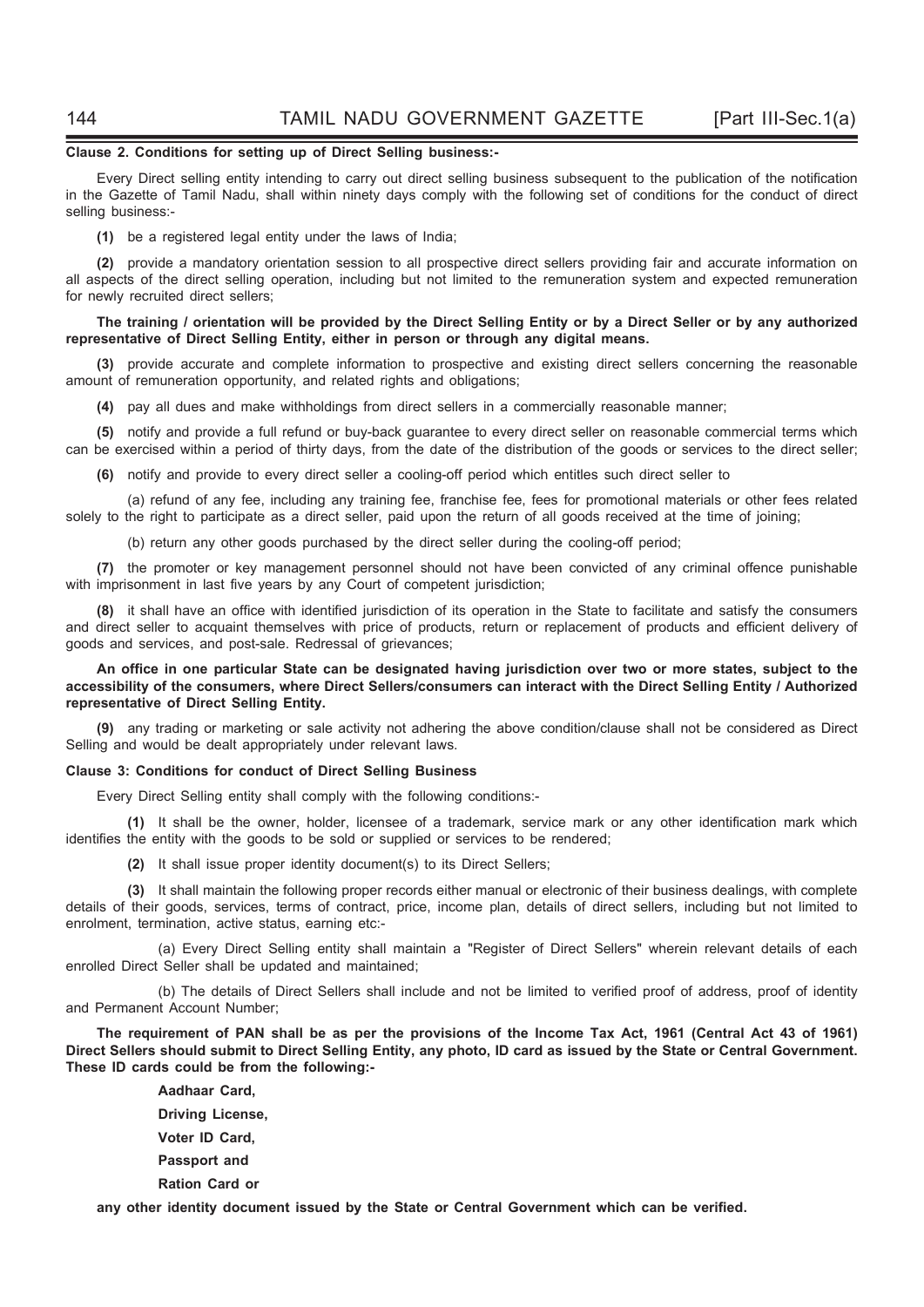**Clause 2. Conditions for setting up of Direct Selling business:-**

Every Direct selling entity intending to carry out direct selling business subsequent to the publication of the notification in the Gazette of Tamil Nadu, shall within ninety days comply with the following set of conditions for the conduct of direct selling business:-

**(1)** be a registered legal entity under the laws of India;

**(2)** provide a mandatory orientation session to all prospective direct sellers providing fair and accurate information on all aspects of the direct selling operation, including but not limited to the remuneration system and expected remuneration for newly recruited direct sellers;

**The training / orientation will be provided by the Direct Selling Entity or by a Direct Seller or by any authorized representative of Direct Selling Entity, either in person or through any digital means.**

**(3)** provide accurate and complete information to prospective and existing direct sellers concerning the reasonable amount of remuneration opportunity, and related rights and obligations;

**(4)** pay all dues and make withholdings from direct sellers in a commercially reasonable manner;

**(5)** notify and provide a full refund or buy-back guarantee to every direct seller on reasonable commercial terms which can be exercised within a period of thirty days, from the date of the distribution of the goods or services to the direct seller;

**(6)** notify and provide to every direct seller a cooling-off period which entitles such direct seller to

(a) refund of any fee, including any training fee, franchise fee, fees for promotional materials or other fees related solely to the right to participate as a direct seller, paid upon the return of all goods received at the time of joining;

(b) return any other goods purchased by the direct seller during the cooling-off period;

**(7)** the promoter or key management personnel should not have been convicted of any criminal offence punishable with imprisonment in last five years by any Court of competent jurisdiction;

**(8)** it shall have an office with identified jurisdiction of its operation in the State to facilitate and satisfy the consumers and direct seller to acquaint themselves with price of products, return or replacement of products and efficient delivery of goods and services, and post-sale. Redressal of grievances;

**An office in one particular State can be designated having jurisdiction over two or more states, subject to the accessibility of the consumers, where Direct Sellers/consumers can interact with the Direct Selling Entity / Authorized representative of Direct Selling Entity.**

**(9)** any trading or marketing or sale activity not adhering the above condition/clause shall not be considered as Direct Selling and would be dealt appropriately under relevant laws.

**Clause 3: Conditions for conduct of Direct Selling Business**

Every Direct Selling entity shall comply with the following conditions:-

**(1)** It shall be the owner, holder, licensee of a trademark, service mark or any other identification mark which identifies the entity with the goods to be sold or supplied or services to be rendered;

**(2)** It shall issue proper identity document(s) to its Direct Sellers;

**(3)** It shall maintain the following proper records either manual or electronic of their business dealings, with complete details of their goods, services, terms of contract, price, income plan, details of direct sellers, including but not limited to enrolment, termination, active status, earning etc:-

(a) Every Direct Selling entity shall maintain a "Register of Direct Sellers" wherein relevant details of each enrolled Direct Seller shall be updated and maintained;

(b) The details of Direct Sellers shall include and not be limited to verified proof of address, proof of identity and Permanent Account Number;

**The requirement of PAN shall be as per the provisions of the Income Tax Act, 1961 (Central Act 43 of 1961) Direct Sellers should submit to Direct Selling Entity, any photo, ID card as issued by the State or Central Government. These ID cards could be from the following:-**

**Aadhaar Card,**

**Driving License,**

**Voter ID Card,**

**Passport and**

**Ration Card or**

**any other identity document issued by the State or Central Government which can be verified.**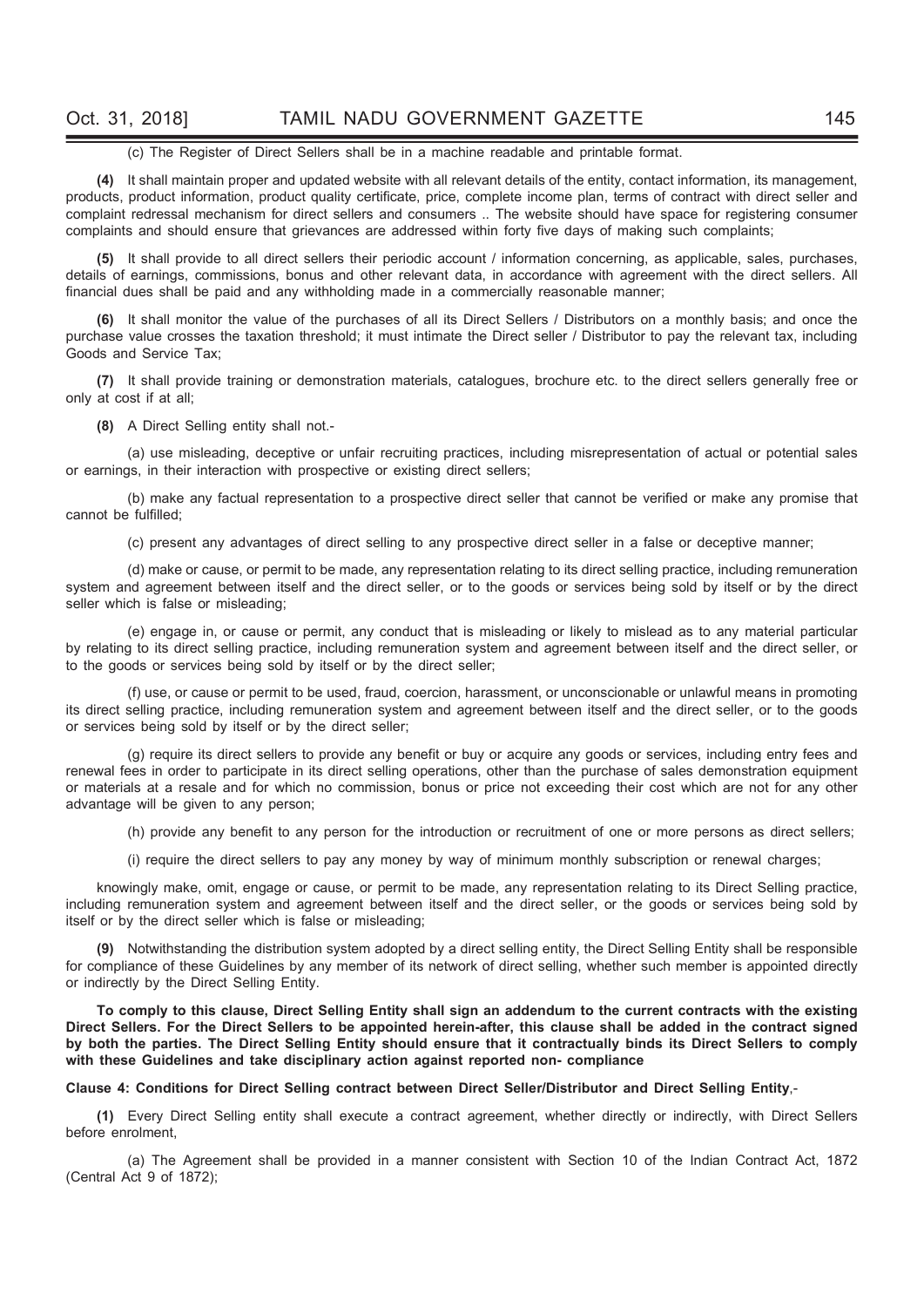(c) The Register of Direct Sellers shall be in a machine readable and printable format.

**(4)** It shall maintain proper and updated website with all relevant details of the entity, contact information, its management, products, product information, product quality certificate, price, complete income plan, terms of contract with direct seller and complaint redressal mechanism for direct sellers and consumers .. The website should have space for registering consumer complaints and should ensure that grievances are addressed within forty five days of making such complaints;

**(5)** It shall provide to all direct sellers their periodic account / information concerning, as applicable, sales, purchases, details of earnings, commissions, bonus and other relevant data, in accordance with agreement with the direct sellers. All financial dues shall be paid and any withholding made in a commercially reasonable manner;

**(6)** It shall monitor the value of the purchases of all its Direct Sellers / Distributors on a monthly basis; and once the purchase value crosses the taxation threshold; it must intimate the Direct seller / Distributor to pay the relevant tax, including Goods and Service Tax;

**(7)** It shall provide training or demonstration materials, catalogues, brochure etc. to the direct sellers generally free or only at cost if at all;

**(8)** A Direct Selling entity shall not.-

(a) use misleading, deceptive or unfair recruiting practices, including misrepresentation of actual or potential sales or earnings, in their interaction with prospective or existing direct sellers;

(b) make any factual representation to a prospective direct seller that cannot be verified or make any promise that cannot be fulfilled;

(c) present any advantages of direct selling to any prospective direct seller in a false or deceptive manner;

(d) make or cause, or permit to be made, any representation relating to its direct selling practice, including remuneration system and agreement between itself and the direct seller, or to the goods or services being sold by itself or by the direct seller which is false or misleading;

(e) engage in, or cause or permit, any conduct that is misleading or likely to mislead as to any material particular by relating to its direct selling practice, including remuneration system and agreement between itself and the direct seller, or to the goods or services being sold by itself or by the direct seller;

(f) use, or cause or permit to be used, fraud, coercion, harassment, or unconscionable or unlawful means in promoting its direct selling practice, including remuneration system and agreement between itself and the direct seller, or to the goods or services being sold by itself or by the direct seller;

(g) require its direct sellers to provide any benefit or buy or acquire any goods or services, including entry fees and renewal fees in order to participate in its direct selling operations, other than the purchase of sales demonstration equipment or materials at a resale and for which no commission, bonus or price not exceeding their cost which are not for any other advantage will be given to any person;

(h) provide any benefit to any person for the introduction or recruitment of one or more persons as direct sellers;

(i) require the direct sellers to pay any money by way of minimum monthly subscription or renewal charges;

knowingly make, omit, engage or cause, or permit to be made, any representation relating to its Direct Selling practice, including remuneration system and agreement between itself and the direct seller, or the goods or services being sold by itself or by the direct seller which is false or misleading;

**(9)** Notwithstanding the distribution system adopted by a direct selling entity, the Direct Selling Entity shall be responsible for compliance of these Guidelines by any member of its network of direct selling, whether such member is appointed directly or indirectly by the Direct Selling Entity.

**To comply to this clause, Direct Selling Entity shall sign an addendum to the current contracts with the existing Direct Sellers. For the Direct Sellers to be appointed herein-after, this clause shall be added in the contract signed by both the parties. The Direct Selling Entity should ensure that it contractually binds its Direct Sellers to comply with these Guidelines and take disciplinary action against reported non- compliance**

**Clause 4: Conditions for Direct Selling contract between Direct Seller/Distributor and Direct Selling Entity**,-

**(1)** Every Direct Selling entity shall execute a contract agreement, whether directly or indirectly, with Direct Sellers before enrolment,

(a) The Agreement shall be provided in a manner consistent with Section 10 of the Indian Contract Act, 1872 (Central Act 9 of 1872);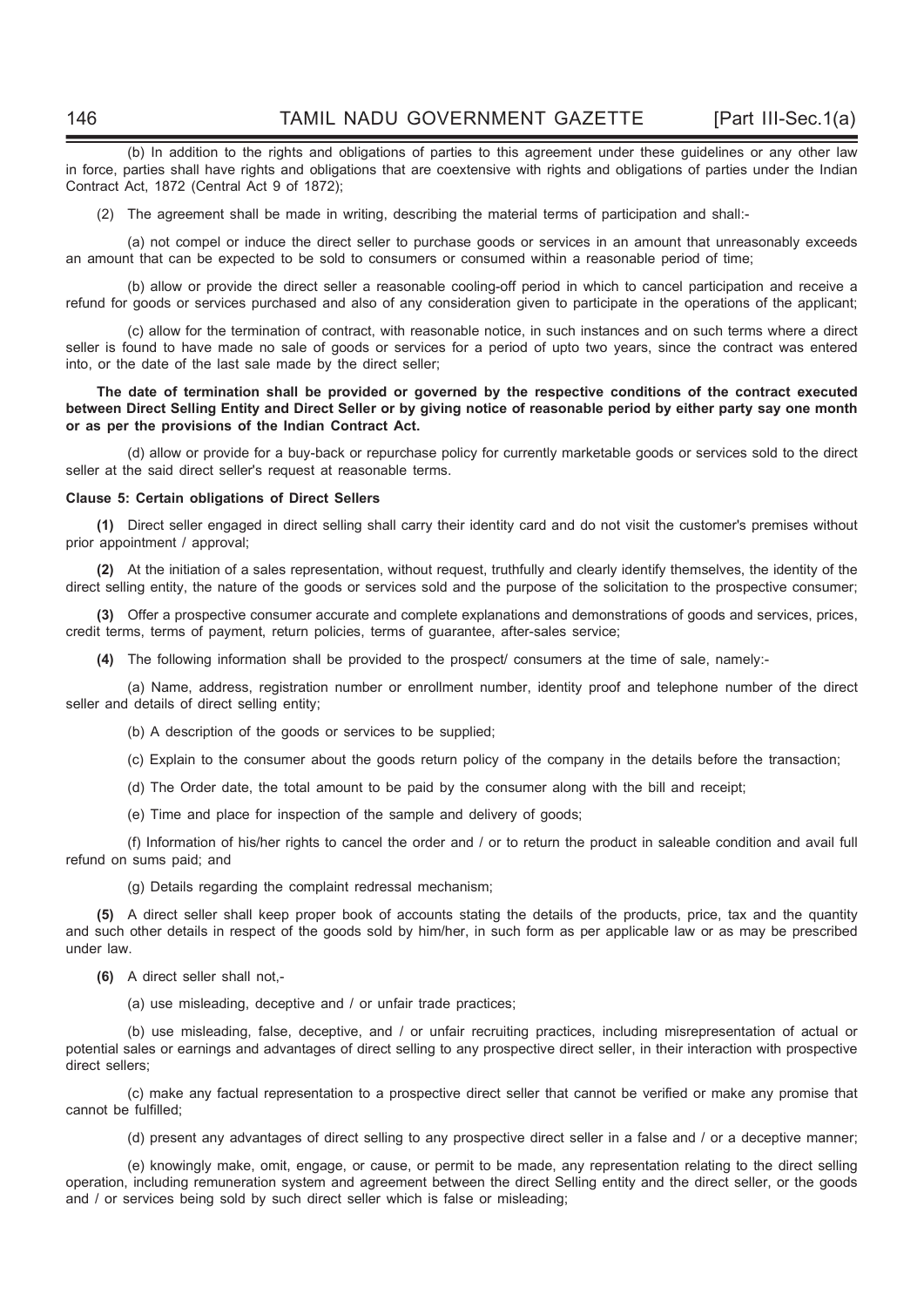(b) In addition to the rights and obligations of parties to this agreement under these guidelines or any other law in force, parties shall have rights and obligations that are coextensive with rights and obligations of parties under the Indian Contract Act, 1872 (Central Act 9 of 1872);

(2) The agreement shall be made in writing, describing the material terms of participation and shall:-

(a) not compel or induce the direct seller to purchase goods or services in an amount that unreasonably exceeds an amount that can be expected to be sold to consumers or consumed within a reasonable period of time;

(b) allow or provide the direct seller a reasonable cooling-off period in which to cancel participation and receive a refund for goods or services purchased and also of any consideration given to participate in the operations of the applicant;

(c) allow for the termination of contract, with reasonable notice, in such instances and on such terms where a direct seller is found to have made no sale of goods or services for a period of upto two years, since the contract was entered into, or the date of the last sale made by the direct seller;

**The date of termination shall be provided or governed by the respective conditions of the contract executed between Direct Selling Entity and Direct Seller or by giving notice of reasonable period by either party say one month or as per the provisions of the Indian Contract Act.**

(d) allow or provide for a buy-back or repurchase policy for currently marketable goods or services sold to the direct seller at the said direct seller's request at reasonable terms.

**Clause 5: Certain obligations of Direct Sellers**

**(1)** Direct seller engaged in direct selling shall carry their identity card and do not visit the customer's premises without prior appointment / approval;

**(2)** At the initiation of a sales representation, without request, truthfully and clearly identify themselves, the identity of the direct selling entity, the nature of the goods or services sold and the purpose of the solicitation to the prospective consumer;

**(3)** Offer a prospective consumer accurate and complete explanations and demonstrations of goods and services, prices, credit terms, terms of payment, return policies, terms of guarantee, after-sales service;

**(4)** The following information shall be provided to the prospect/ consumers at the time of sale, namely:-

(a) Name, address, registration number or enrollment number, identity proof and telephone number of the direct seller and details of direct selling entity;

(b) A description of the goods or services to be supplied;

(c) Explain to the consumer about the goods return policy of the company in the details before the transaction;

(d) The Order date, the total amount to be paid by the consumer along with the bill and receipt;

(e) Time and place for inspection of the sample and delivery of goods;

(f) Information of his/her rights to cancel the order and / or to return the product in saleable condition and avail full refund on sums paid; and

(g) Details regarding the complaint redressal mechanism;

**(5)** A direct seller shall keep proper book of accounts stating the details of the products, price, tax and the quantity and such other details in respect of the goods sold by him/her, in such form as per applicable law or as may be prescribed under law.

**(6)** A direct seller shall not,-

(a) use misleading, deceptive and / or unfair trade practices;

(b) use misleading, false, deceptive, and / or unfair recruiting practices, including misrepresentation of actual or potential sales or earnings and advantages of direct selling to any prospective direct seller, in their interaction with prospective direct sellers;

(c) make any factual representation to a prospective direct seller that cannot be verified or make any promise that cannot be fulfilled;

(d) present any advantages of direct selling to any prospective direct seller in a false and / or a deceptive manner;

(e) knowingly make, omit, engage, or cause, or permit to be made, any representation relating to the direct selling operation, including remuneration system and agreement between the direct Selling entity and the direct seller, or the goods and / or services being sold by such direct seller which is false or misleading;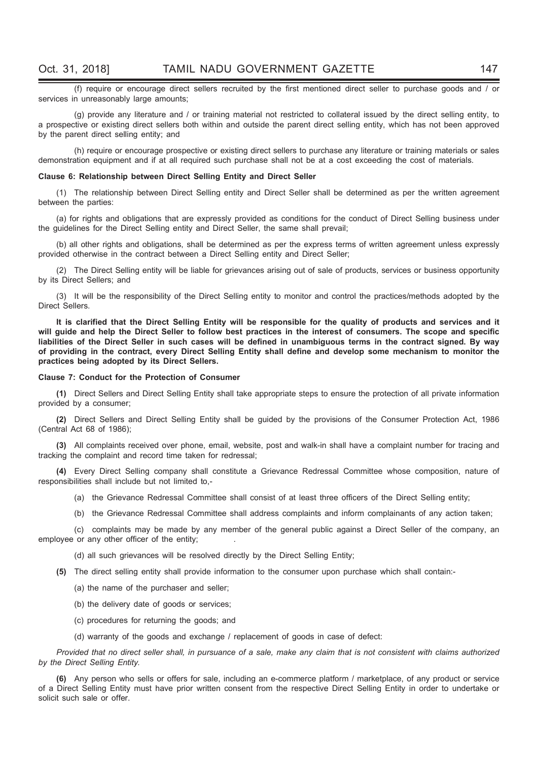(f) require or encourage direct sellers recruited by the first mentioned direct seller to purchase goods and / or services in unreasonably large amounts;

(g) provide any literature and / or training material not restricted to collateral issued by the direct selling entity, to a prospective or existing direct sellers both within and outside the parent direct selling entity, which has not been approved by the parent direct selling entity; and

(h) require or encourage prospective or existing direct sellers to purchase any literature or training materials or sales demonstration equipment and if at all required such purchase shall not be at a cost exceeding the cost of materials.

**Clause 6: Relationship between Direct Selling Entity and Direct Seller**

(1) The relationship between Direct Selling entity and Direct Seller shall be determined as per the written agreement between the parties:

(a) for rights and obligations that are expressly provided as conditions for the conduct of Direct Selling business under the guidelines for the Direct Selling entity and Direct Seller, the same shall prevail;

(b) all other rights and obligations, shall be determined as per the express terms of written agreement unless expressly provided otherwise in the contract between a Direct Selling entity and Direct Seller;

(2) The Direct Selling entity will be liable for grievances arising out of sale of products, services or business opportunity by its Direct Sellers; and

(3) It will be the responsibility of the Direct Selling entity to monitor and control the practices/methods adopted by the Direct Sellers.

**It is clarified that the Direct Selling Entity will be responsible for the quality of products and services and it will guide and help the Direct Seller to follow best practices in the interest of consumers. The scope and specific liabilities of the Direct Seller in such cases will be defined in unambiguous terms in the contract signed. By way of providing in the contract, every Direct Selling Entity shall define and develop some mechanism to monitor the practices being adopted by its Direct Sellers.**

**Clause 7: Conduct for the Protection of Consumer**

**(1)** Direct Sellers and Direct Selling Entity shall take appropriate steps to ensure the protection of all private information provided by a consumer;

**(2)** Direct Sellers and Direct Selling Entity shall be guided by the provisions of the Consumer Protection Act, 1986 (Central Act 68 of 1986);

**(3)** All complaints received over phone, email, website, post and walk-in shall have a complaint number for tracing and tracking the complaint and record time taken for redressal;

**(4)** Every Direct Selling company shall constitute a Grievance Redressal Committee whose composition, nature of responsibilities shall include but not limited to,-

(a) the Grievance Redressal Committee shall consist of at least three officers of the Direct Selling entity;

(b) the Grievance Redressal Committee shall address complaints and inform complainants of any action taken;

(c) complaints may be made by any member of the general public against a Direct Seller of the company, an employee or any other officer of the entity;

(d) all such grievances will be resolved directly by the Direct Selling Entity;

**(5)** The direct selling entity shall provide information to the consumer upon purchase which shall contain:-

(a) the name of the purchaser and seller;

(b) the delivery date of goods or services;

(c) procedures for returning the goods; and

(d) warranty of the goods and exchange / replacement of goods in case of defect:

*Provided that no direct seller shall, in pursuance of a sale, make any claim that is not consistent with claims authorized by the Direct Selling Entity.*

**(6)** Any person who sells or offers for sale, including an e-commerce platform / marketplace, of any product or service of a Direct Selling Entity must have prior written consent from the respective Direct Selling Entity in order to undertake or solicit such sale or offer.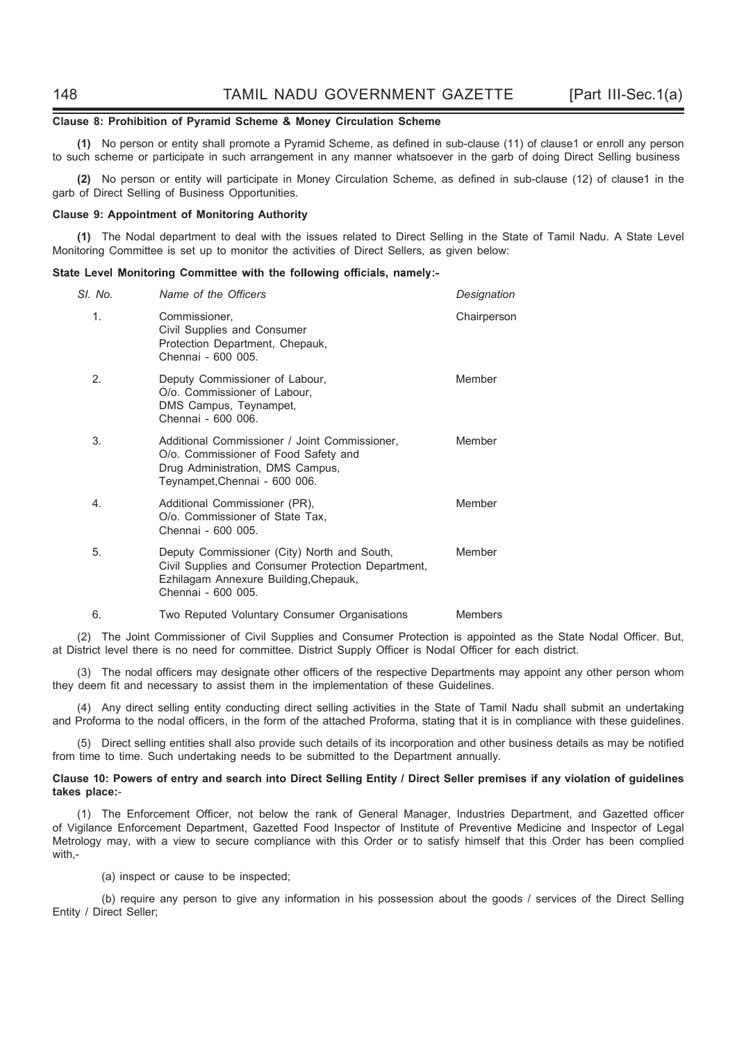**Clause 8: Prohibition of Pyramid Scheme & Money Circulation Scheme**

**(1)** No person or entity shall promote a Pyramid Scheme, as defined in sub-clause (11) of clause1 or enroll any person to such scheme or participate in such arrangement in any manner whatsoever in the garb of doing Direct Selling business

**(2)** No person or entity will participate in Money Circulation Scheme, as defined in sub-clause (12) of clause1 in the garb of Direct Selling of Business Opportunities.

**Clause 9: Appointment of Monitoring Authority**

**(1)** The Nodal department to deal with the issues related to Direct Selling in the State of Tamil Nadu. A State Level Monitoring Committee is set up to monitor the activities of Direct Sellers, as given below:

**State Level Monitoring Committee with the following officials, namely:-**

| *Sl. No.* | *Name of the Officers* | *Designation* |
|---|---|---|
| 1. | Commissioner, Civil Supplies and Consumer Protection Department, Chepauk, Chennai - 600 005. | Chairperson |
| 2. | Deputy Commissioner of Labour, O/o. Commissioner of Labour, DMS Campus, Teynampet, Chennai - 600 006. | Member |
| 3. | Additional Commissioner / Joint Commissioner, O/o. Commissioner of Food Safety and Drug Administration, DMS Campus, Teynampet,Chennai - 600 006. | Member |
| 4. | Additional Commissioner (PR), O/o. Commissioner of State Tax, Chennai - 600 005. | Member |
| 5. | Deputy Commissioner (City) North and South, Civil Supplies and Consumer Protection Department, Ezhilagam Annexure Building,Chepauk, Chennai - 600 005. | Member |
| 6. | Two Reputed Voluntary Consumer Organisations | Members |

(2) The Joint Commissioner of Civil Supplies and Consumer Protection is appointed as the State Nodal Officer. But, at District level there is no need for committee. District Supply Officer is Nodal Officer for each district.

(3) The nodal officers may designate other officers of the respective Departments may appoint any other person whom they deem fit and necessary to assist them in the implementation of these Guidelines.

(4) Any direct selling entity conducting direct selling activities in the State of Tamil Nadu shall submit an undertaking and Proforma to the nodal officers, in the form of the attached Proforma, stating that it is in compliance with these guidelines.

(5) Direct selling entities shall also provide such details of its incorporation and other business details as may be notified from time to time. Such undertaking needs to be submitted to the Department annually.

**Clause 10: Powers of entry and search into Direct Selling Entity / Direct Seller premises if any violation of guidelines takes place:-**

(1) The Enforcement Officer, not below the rank of General Manager, Industries Department, and Gazetted officer of Vigilance Enforcement Department, Gazetted Food Inspector of Institute of Preventive Medicine and Inspector of Legal Metrology may, with a view to secure compliance with this Order or to satisfy himself that this Order has been complied with,-

(a) inspect or cause to be inspected;

(b) require any person to give any information in his possession about the goods / services of the Direct Selling Entity / Direct Seller;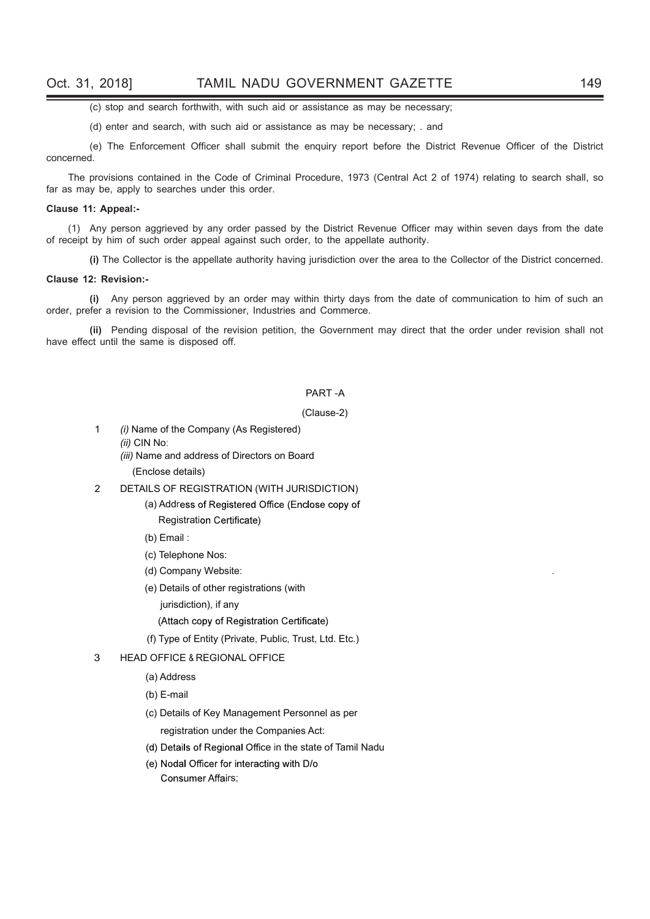(c) stop and search forthwith, with such aid or assistance as may be necessary;

(d) enter and search, with such aid or assistance as may be necessary; . and

(e) The Enforcement Officer shall submit the enquiry report before the District Revenue Officer of the District concerned.

The provisions contained in the Code of Criminal Procedure, 1973 (Central Act 2 of 1974) relating to search shall, so far as may be, apply to searches under this order.

**Clause 11: Appeal:-**

(1) Any person aggrieved by any order passed by the District Revenue Officer may within seven days from the date of receipt by him of such order appeal against such order, to the appellate authority.

**(i)** The Collector is the appellate authority having jurisdiction over the area to the Collector of the District concerned.

**Clause 12: Revision:-**

**(i)** Any person aggrieved by an order may within thirty days from the date of communication to him of such an order, prefer a revision to the Commissioner, Industries and Commerce.

**(ii)** Pending disposal of the revision petition, the Government may direct that the order under revision shall not have effect until the same is disposed off.

PART -A

(Clause-2)

1 *(i)* Name of the Company (As Registered)
*(ii)* CIN No:
*(iii)* Name and address of Directors on Board
(Enclose details)

2 DETAILS OF REGISTRATION (WITH JURISDICTION)
(a) Address of Registered Office (Enclose copy of Registration Certificate)
(b) Email :
(c) Telephone Nos:
(d) Company Website:
(e) Details of other registrations (with jurisdiction), if any
(Attach copy of Registration Certificate)
(f) Type of Entity (Private, Public, Trust, Ltd. Etc.)

3 HEAD OFFICE & REGIONAL OFFICE
(a) Address
(b) E-mail
(c) Details of Key Management Personnel as per registration under the Companies Act:
(d) Details of Regional Office in the state of Tamil Nadu
(e) Nodal Officer for interacting with D/o Consumer Affairs;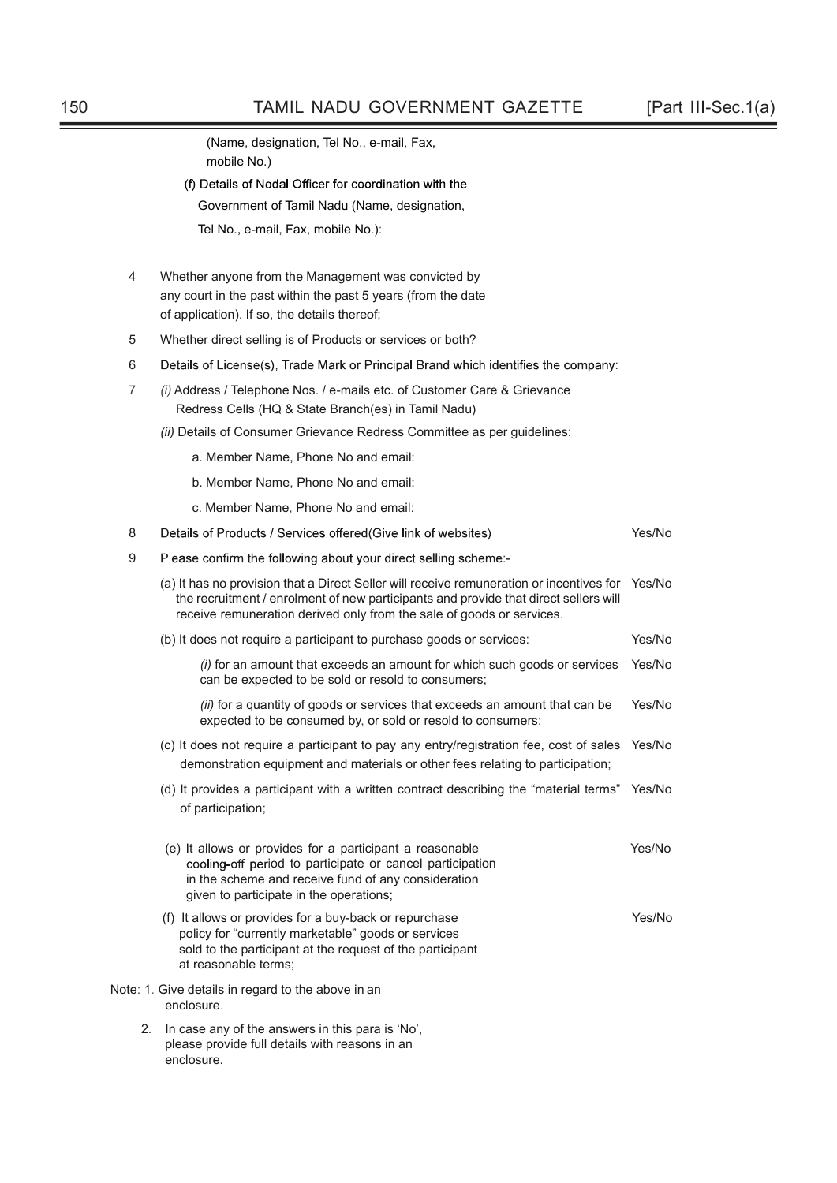(Name, designation, Tel No., e-mail, Fax, mobile No.)

(f) Details of Nodal Officer for coordination with the Government of Tamil Nadu (Name, designation, Tel No., e-mail, Fax, mobile No.):

4 Whether anyone from the Management was convicted by any court in the past within the past 5 years (from the date of application). If so, the details thereof;

5 Whether direct selling is of Products or services or both?

6 Details of License(s), Trade Mark or Principal Brand which identifies the company:

7 *(i)* Address / Telephone Nos. / e-mails etc. of Customer Care & Grievance Redress Cells (HQ & State Branch(es) in Tamil Nadu)

*(ii)* Details of Consumer Grievance Redress Committee as per guidelines:

a. Member Name, Phone No and email:

b. Member Name, Phone No and email:

c. Member Name, Phone No and email:

8 Details of Products / Services offered(Give link of websites) — Yes/No

9 Please confirm the following about your direct selling scheme:-

(a) It has no provision that a Direct Seller will receive remuneration or incentives for the recruitment / enrolment of new participants and provide that direct sellers will receive remuneration derived only from the sale of goods or services. — Yes/No

(b) It does not require a participant to purchase goods or services: — Yes/No

*(i)* for an amount that exceeds an amount for which such goods or services can be expected to be sold or resold to consumers; — Yes/No

*(ii)* for a quantity of goods or services that exceeds an amount that can be expected to be consumed by, or sold or resold to consumers; — Yes/No

(c) It does not require a participant to pay any entry/registration fee, cost of sales demonstration equipment and materials or other fees relating to participation; — Yes/No

(d) It provides a participant with a written contract describing the "material terms" of participation; — Yes/No

(e) It allows or provides for a participant a reasonable cooling-off period to participate or cancel participation in the scheme and receive fund of any consideration given to participate in the operations; — Yes/No

(f) It allows or provides for a buy-back or repurchase policy for "currently marketable" goods or services sold to the participant at the request of the participant at reasonable terms; — Yes/No

Note: 1. Give details in regard to the above in an enclosure.

2. In case any of the answers in this para is 'No', please provide full details with reasons in an enclosure.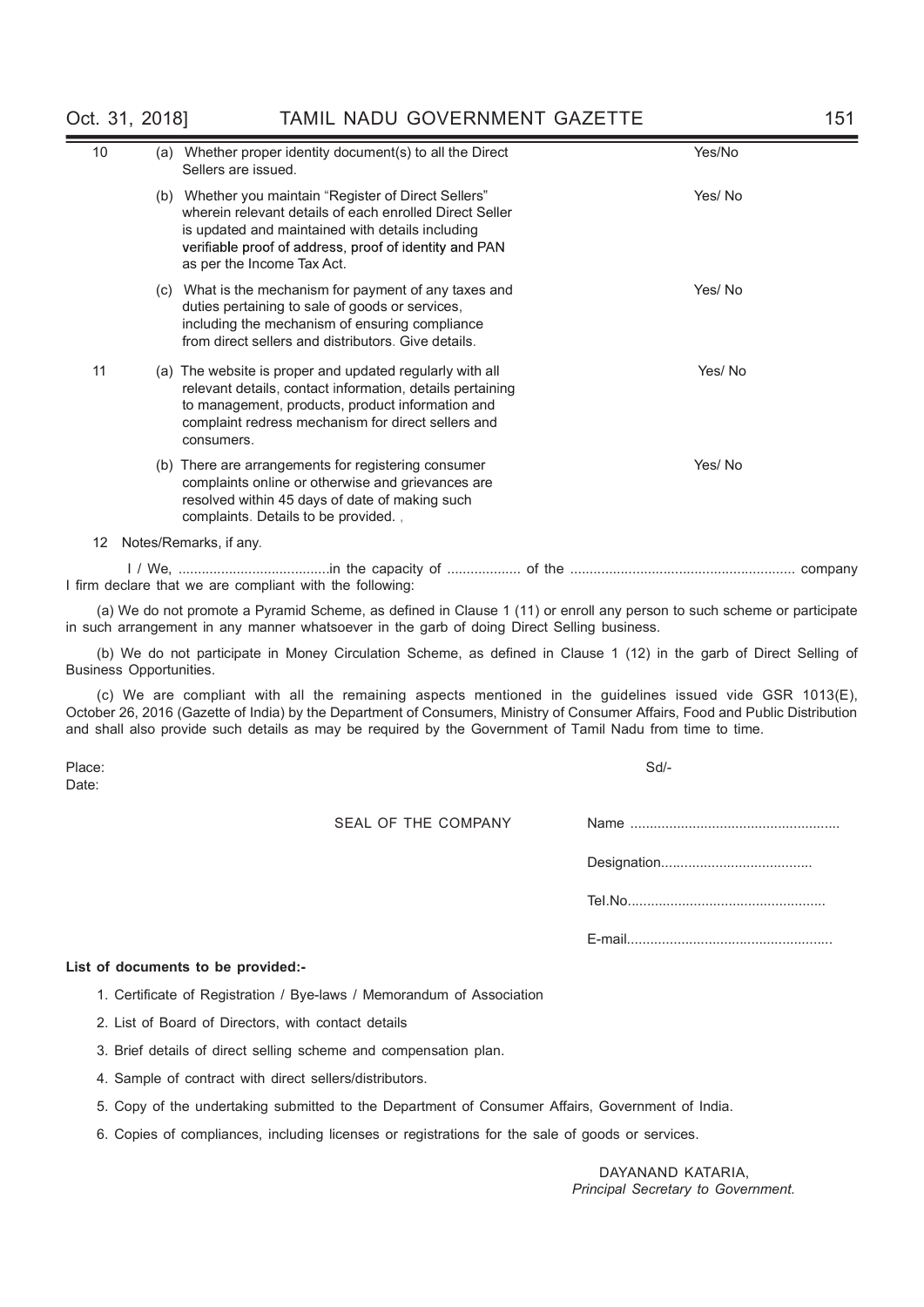| | | | |
|---|---|---|---|
| 10 | (a) | Whether proper identity document(s) to all the Direct Sellers are issued. | Yes/No |
| | (b) | Whether you maintain "Register of Direct Sellers" wherein relevant details of each enrolled Direct Seller is updated and maintained with details including verifiable proof of address, proof of identity and PAN as per the Income Tax Act. | Yes/ No |
| | (c) | What is the mechanism for payment of any taxes and duties pertaining to sale of goods or services, including the mechanism of ensuring compliance from direct sellers and distributors. Give details. | Yes/ No |
| 11 | (a) | The website is proper and updated regularly with all relevant details, contact information, details pertaining to management, products, product information and complaint redress mechanism for direct sellers and consumers. | Yes/ No |
| | (b) | There are arrangements for registering consumer complaints online or otherwise and grievances are resolved within 45 days of date of making such complaints. Details to be provided. , | Yes/ No |
| 12 | | Notes/Remarks, if any. | |

I / We, .......................................in the capacity of .................. of the .......................................................... company I firm declare that we are compliant with the following:

(a) We do not promote a Pyramid Scheme, as defined in Clause 1 (11) or enroll any person to such scheme or participate in such arrangement in any manner whatsoever in the garb of doing Direct Selling business.

(b) We do not participate in Money Circulation Scheme, as defined in Clause 1 (12) in the garb of Direct Selling of Business Opportunities.

(c) We are compliant with all the remaining aspects mentioned in the guidelines issued vide GSR 1013(E), October 26, 2016 (Gazette of India) by the Department of Consumers, Ministry of Consumer Affairs, Food and Public Distribution and shall also provide such details as may be required by the Government of Tamil Nadu from time to time.

Place:

Date:

Sd/-

SEAL OF THE COMPANY

Name ......................................................

Designation.......................................

Tel.No...................................................

E-mail.....................................................

**List of documents to be provided:-**

1. Certificate of Registration / Bye-laws / Memorandum of Association
2. List of Board of Directors, with contact details
3. Brief details of direct selling scheme and compensation plan.
4. Sample of contract with direct sellers/distributors.
5. Copy of the undertaking submitted to the Department of Consumer Affairs, Government of India.
6. Copies of compliances, including licenses or registrations for the sale of goods or services.

DAYANAND KATARIA,
*Principal Secretary to Government.*